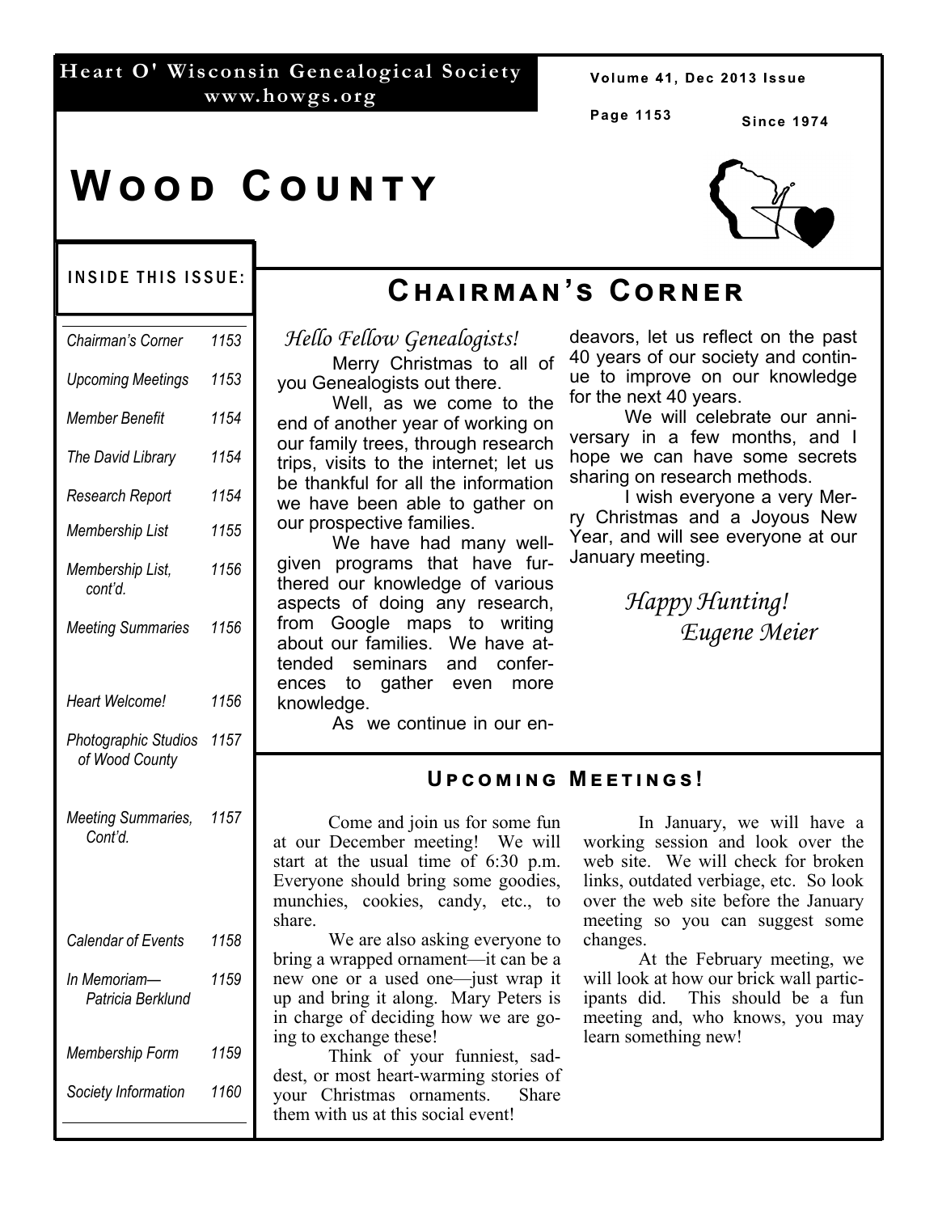**Heart O' Wisconsin Genealogical Society**
**www.howgs.org**

Since 1974

# Wood County

## Inside This Issue:

| | |
|---|---|
| *Chairman's Corner* | *1153* |
| *Upcoming Meetings* | *1153* |
| *Member Benefit* | *1154* |
| *The David Library* | *1154* |
| *Research Report* | *1154* |
| *Membership List* | *1155* |
| *Membership List, cont'd.* | *1156* |
| *Meeting Summaries* | *1156* |
| *Heart Welcome!* | *1156* |
| *Photographic Studios of Wood County* | *1157* |
| *Meeting Summaries, Cont'd.* | *1157* |
| *Calendar of Events* | *1158* |
| *In Memoriam— Patricia Berklund* | *1159* |
| *Membership Form* | *1159* |
| *Society Information* | *1160* |

## Chairman's Corner

*Hello Fellow Genealogists!*

Merry Christmas to all of you Genealogists out there.

Well, as we come to the end of another year of working on our family trees, through research trips, visits to the internet; let us be thankful for all the information we have been able to gather on our prospective families.

We have had many well-given programs that have furthered our knowledge of various aspects of doing any research, from Google maps to writing about our families. We have attended seminars and conferences to gather even more knowledge.

As we continue in our endeavors, let us reflect on the past 40 years of our society and continue to improve on our knowledge for the next 40 years.

We will celebrate our anniversary in a few months, and I hope we can have some secrets sharing on research methods.

I wish everyone a very Merry Christmas and a Joyous New Year, and will see everyone at our January meeting.

*Happy Hunting!*
*Eugene Meier*

## Upcoming Meetings!

Come and join us for some fun at our December meeting! We will start at the usual time of 6:30 p.m. Everyone should bring some goodies, munchies, cookies, candy, etc., to share.

We are also asking everyone to bring a wrapped ornament—it can be a new one or a used one—just wrap it up and bring it along. Mary Peters is in charge of deciding how we are going to exchange these!

Think of your funniest, saddest, or most heart-warming stories of your Christmas ornaments. Share them with us at this social event!

In January, we will have a working session and look over the web site. We will check for broken links, outdated verbiage, etc. So look over the web site before the January meeting so you can suggest some changes.

At the February meeting, we will look at how our brick wall participants did. This should be a fun meeting and, who knows, you may learn something new!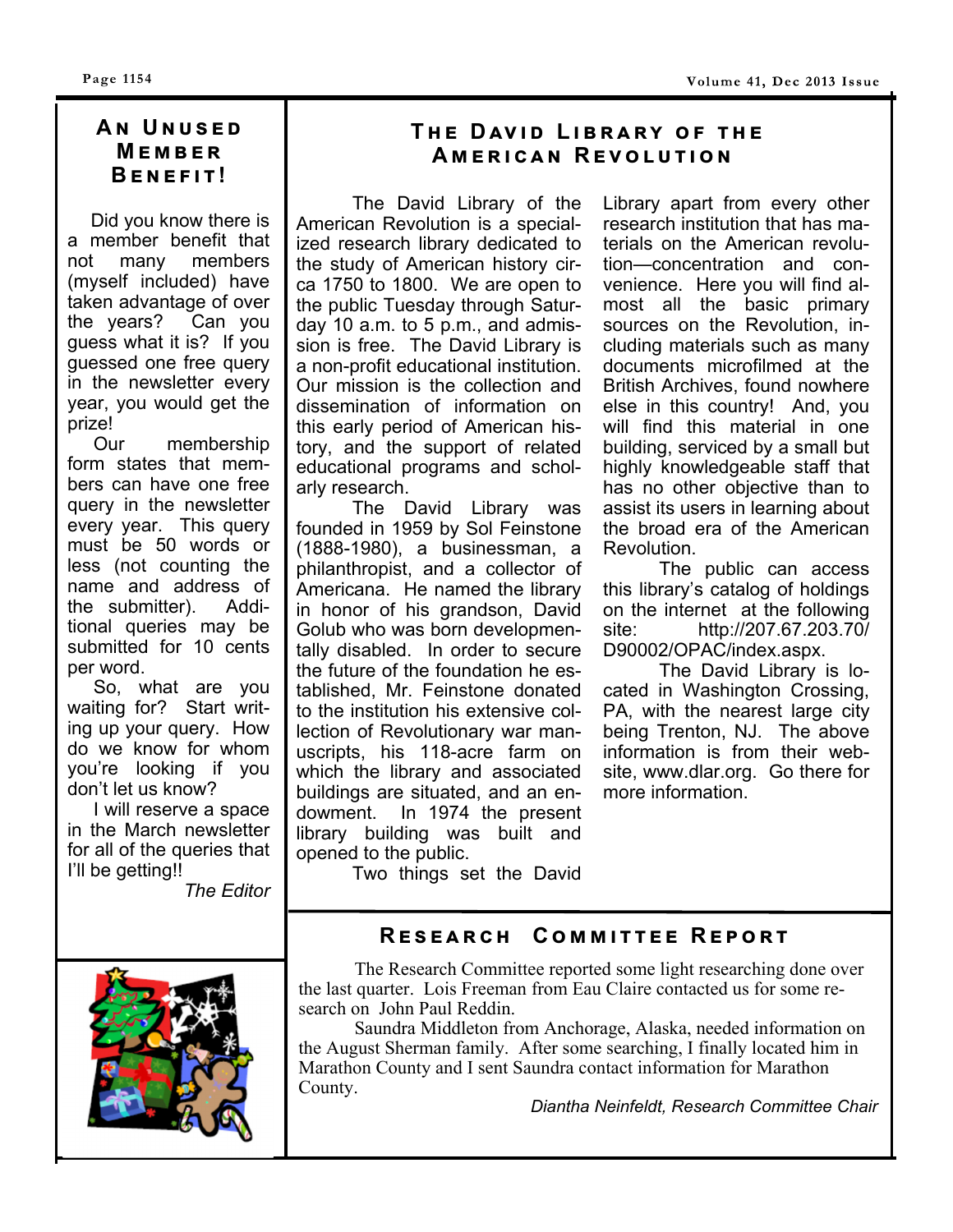## An Unused Member Benefit!

Did you know there is a member benefit that not many members (myself included) have taken advantage of over the years? Can you guess what it is? If you guessed one free query in the newsletter every year, you would get the prize!

Our membership form states that members can have one free query in the newsletter every year. This query must be 50 words or less (not counting the name and address of the submitter). Additional queries may be submitted for 10 cents per word.

So, what are you waiting for? Start writing up your query. How do we know for whom you're looking if you don't let us know?

I will reserve a space in the March newsletter for all of the queries that I'll be getting!!

*The Editor*

## The David Library of the American Revolution

The David Library of the American Revolution is a specialized research library dedicated to the study of American history circa 1750 to 1800. We are open to the public Tuesday through Saturday 10 a.m. to 5 p.m., and admission is free. The David Library is a non-profit educational institution. Our mission is the collection and dissemination of information on this early period of American history, and the support of related educational programs and scholarly research.

The David Library was founded in 1959 by Sol Feinstone (1888-1980), a businessman, a philanthropist, and a collector of Americana. He named the library in honor of his grandson, David Golub who was born developmentally disabled. In order to secure the future of the foundation he established, Mr. Feinstone donated to the institution his extensive collection of Revolutionary war manuscripts, his 118-acre farm on which the library and associated buildings are situated, and an endowment. In 1974 the present library building was built and opened to the public.

Two things set the David Library apart from every other research institution that has materials on the American revolution—concentration and convenience. Here you will find almost all the basic primary sources on the Revolution, including materials such as many documents microfilmed at the British Archives, found nowhere else in this country! And, you will find this material in one building, serviced by a small but highly knowledgeable staff that has no other objective than to assist its users in learning about the broad era of the American Revolution.

The public can access this library's catalog of holdings on the internet at the following site: http://207.67.203.70/D90002/OPAC/index.aspx.

The David Library is located in Washington Crossing, PA, with the nearest large city being Trenton, NJ. The above information is from their website, www.dlar.org. Go there for more information.

## Research Committee Report

The Research Committee reported some light researching done over the last quarter. Lois Freeman from Eau Claire contacted us for some research on John Paul Reddin.

Saundra Middleton from Anchorage, Alaska, needed information on the August Sherman family. After some searching, I finally located him in Marathon County and I sent Saundra contact information for Marathon County.

*Diantha Neinfeldt, Research Committee Chair*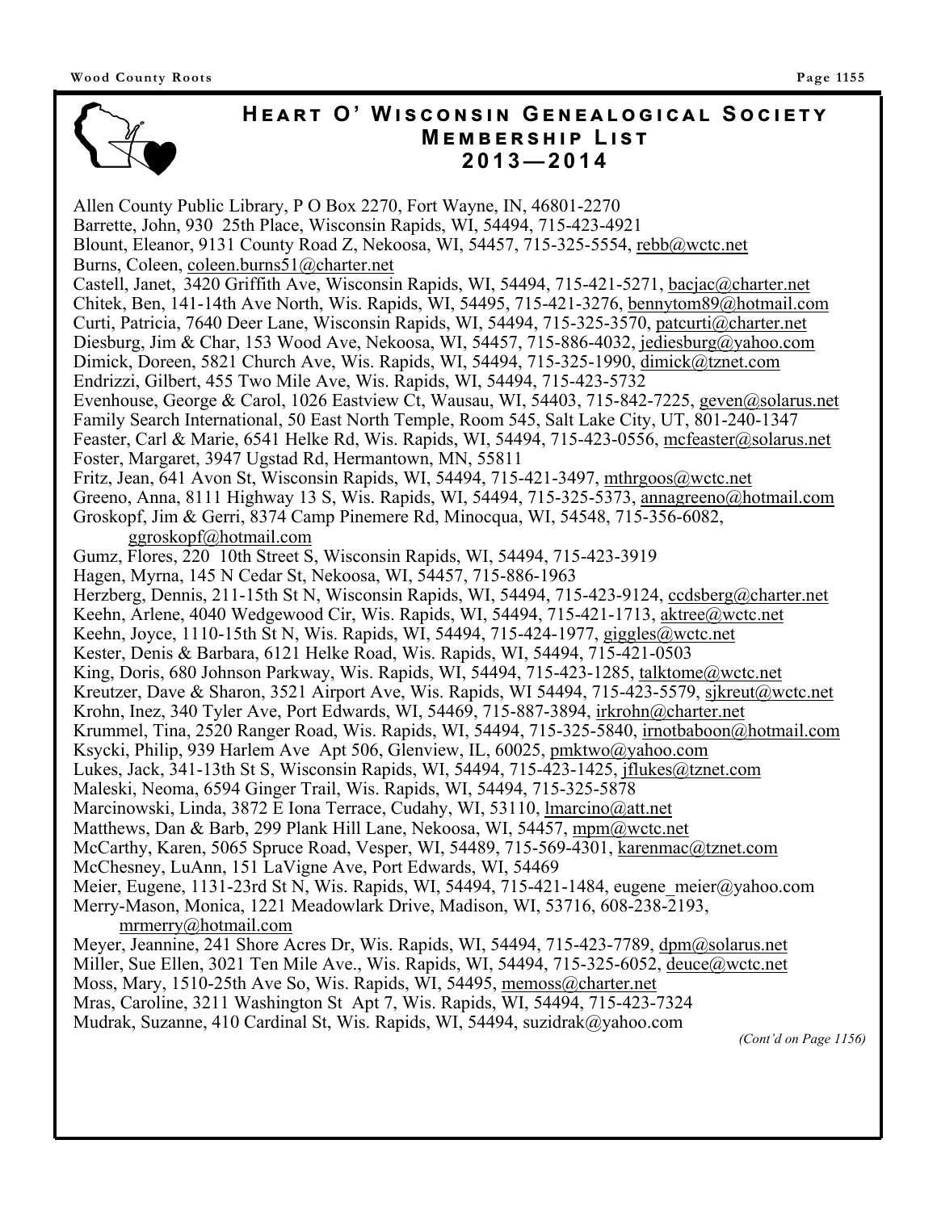# Heart O' Wisconsin Genealogical Society Membership List 2013—2014

Allen County Public Library, P O Box 2270, Fort Wayne, IN, 46801-2270
Barrette, John, 930 25th Place, Wisconsin Rapids, WI, 54494, 715-423-4921
Blount, Eleanor, 9131 County Road Z, Nekoosa, WI, 54457, 715-325-5554, rebb@wctc.net
Burns, Coleen, coleen.burns51@charter.net
Castell, Janet, 3420 Griffith Ave, Wisconsin Rapids, WI, 54494, 715-421-5271, bacjac@charter.net
Chitek, Ben, 141-14th Ave North, Wis. Rapids, WI, 54495, 715-421-3276, bennytom89@hotmail.com
Curti, Patricia, 7640 Deer Lane, Wisconsin Rapids, WI, 54494, 715-325-3570, patcurti@charter.net
Diesburg, Jim & Char, 153 Wood Ave, Nekoosa, WI, 54457, 715-886-4032, jediesburg@yahoo.com
Dimick, Doreen, 5821 Church Ave, Wis. Rapids, WI, 54494, 715-325-1990, dimick@tznet.com
Endrizzi, Gilbert, 455 Two Mile Ave, Wis. Rapids, WI, 54494, 715-423-5732
Evenhouse, George & Carol, 1026 Eastview Ct, Wausau, WI, 54403, 715-842-7225, geven@solarus.net
Family Search International, 50 East North Temple, Room 545, Salt Lake City, UT, 801-240-1347
Feaster, Carl & Marie, 6541 Helke Rd, Wis. Rapids, WI, 54494, 715-423-0556, mcfeaster@solarus.net
Foster, Margaret, 3947 Ugstad Rd, Hermantown, MN, 55811
Fritz, Jean, 641 Avon St, Wisconsin Rapids, WI, 54494, 715-421-3497, mthrgoos@wctc.net
Greeno, Anna, 8111 Highway 13 S, Wis. Rapids, WI, 54494, 715-325-5373, annagreeno@hotmail.com
Groskopf, Jim & Gerri, 8374 Camp Pinemere Rd, Minocqua, WI, 54548, 715-356-6082, ggroskopf@hotmail.com
Gumz, Flores, 220 10th Street S, Wisconsin Rapids, WI, 54494, 715-423-3919
Hagen, Myrna, 145 N Cedar St, Nekoosa, WI, 54457, 715-886-1963
Herzberg, Dennis, 211-15th St N, Wisconsin Rapids, WI, 54494, 715-423-9124, ccdsberg@charter.net
Keehn, Arlene, 4040 Wedgewood Cir, Wis. Rapids, WI, 54494, 715-421-1713, aktree@wctc.net
Keehn, Joyce, 1110-15th St N, Wis. Rapids, WI, 54494, 715-424-1977, giggles@wctc.net
Kester, Denis & Barbara, 6121 Helke Road, Wis. Rapids, WI, 54494, 715-421-0503
King, Doris, 680 Johnson Parkway, Wis. Rapids, WI, 54494, 715-423-1285, talktome@wctc.net
Kreutzer, Dave & Sharon, 3521 Airport Ave, Wis. Rapids, WI 54494, 715-423-5579, sjkreut@wctc.net
Krohn, Inez, 340 Tyler Ave, Port Edwards, WI, 54469, 715-887-3894, irkrohn@charter.net
Krummel, Tina, 2520 Ranger Road, Wis. Rapids, WI, 54494, 715-325-5840, irnotbaboon@hotmail.com
Ksycki, Philip, 939 Harlem Ave Apt 506, Glenview, IL, 60025, pmktwo@yahoo.com
Lukes, Jack, 341-13th St S, Wisconsin Rapids, WI, 54494, 715-423-1425, jflukes@tznet.com
Maleski, Neoma, 6594 Ginger Trail, Wis. Rapids, WI, 54494, 715-325-5878
Marcinowski, Linda, 3872 E Iona Terrace, Cudahy, WI, 53110, lmarcino@att.net
Matthews, Dan & Barb, 299 Plank Hill Lane, Nekoosa, WI, 54457, mpm@wctc.net
McCarthy, Karen, 5065 Spruce Road, Vesper, WI, 54489, 715-569-4301, karenmac@tznet.com
McChesney, LuAnn, 151 LaVigne Ave, Port Edwards, WI, 54469
Meier, Eugene, 1131-23rd St N, Wis. Rapids, WI, 54494, 715-421-1484, eugene_meier@yahoo.com
Merry-Mason, Monica, 1221 Meadowlark Drive, Madison, WI, 53716, 608-238-2193, mrmerry@hotmail.com
Meyer, Jeannine, 241 Shore Acres Dr, Wis. Rapids, WI, 54494, 715-423-7789, dpm@solarus.net
Miller, Sue Ellen, 3021 Ten Mile Ave., Wis. Rapids, WI, 54494, 715-325-6052, deuce@wctc.net
Moss, Mary, 1510-25th Ave So, Wis. Rapids, WI, 54495, memoss@charter.net
Mras, Caroline, 3211 Washington St Apt 7, Wis. Rapids, WI, 54494, 715-423-7324
Mudrak, Suzanne, 410 Cardinal St, Wis. Rapids, WI, 54494, suzidrak@yahoo.com

*(Cont'd on Page 1156)*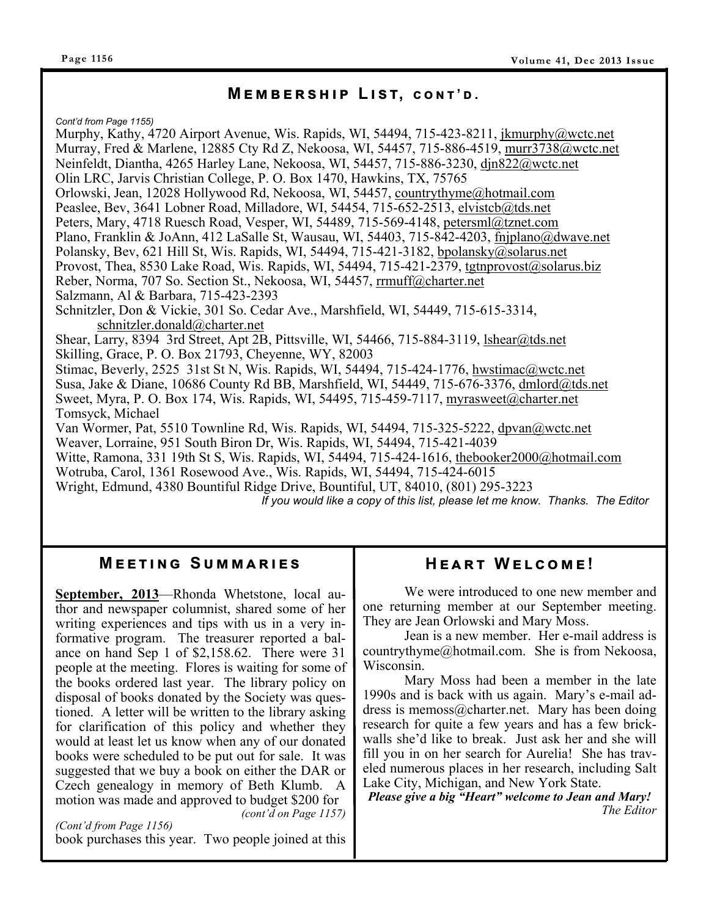## Membership List, cont'd.

*Cont'd from Page 1155)*

Murphy, Kathy, 4720 Airport Avenue, Wis. Rapids, WI, 54494, 715-423-8211, jkmurphy@wctc.net
Murray, Fred & Marlene, 12885 Cty Rd Z, Nekoosa, WI, 54457, 715-886-4519, murr3738@wctc.net
Neinfeldt, Diantha, 4265 Harley Lane, Nekoosa, WI, 54457, 715-886-3230, djn822@wctc.net
Olin LRC, Jarvis Christian College, P. O. Box 1470, Hawkins, TX, 75765
Orlowski, Jean, 12028 Hollywood Rd, Nekoosa, WI, 54457, countrythyme@hotmail.com
Peaslee, Bev, 3641 Lobner Road, Milladore, WI, 54454, 715-652-2513, elvistcb@tds.net
Peters, Mary, 4718 Ruesch Road, Vesper, WI, 54489, 715-569-4148, petersml@tznet.com
Plano, Franklin & JoAnn, 412 LaSalle St, Wausau, WI, 54403, 715-842-4203, fnjplano@dwave.net
Polansky, Bev, 621 Hill St, Wis. Rapids, WI, 54494, 715-421-3182, bpolansky@solarus.net
Provost, Thea, 8530 Lake Road, Wis. Rapids, WI, 54494, 715-421-2379, tgtnprovost@solarus.biz
Reber, Norma, 707 So. Section St., Nekoosa, WI, 54457, rrmuff@charter.net
Salzmann, Al & Barbara, 715-423-2393
Schnitzler, Don & Vickie, 301 So. Cedar Ave., Marshfield, WI, 54449, 715-615-3314, schnitzler.donald@charter.net
Shear, Larry, 8394 3rd Street, Apt 2B, Pittsville, WI, 54466, 715-884-3119, lshear@tds.net
Skilling, Grace, P. O. Box 21793, Cheyenne, WY, 82003
Stimac, Beverly, 2525 31st St N, Wis. Rapids, WI, 54494, 715-424-1776, hwstimac@wctc.net
Susa, Jake & Diane, 10686 County Rd BB, Marshfield, WI, 54449, 715-676-3376, dmlord@tds.net
Sweet, Myra, P. O. Box 174, Wis. Rapids, WI, 54495, 715-459-7117, myrasweet@charter.net
Tomsyck, Michael
Van Wormer, Pat, 5510 Townline Rd, Wis. Rapids, WI, 54494, 715-325-5222, dpvan@wctc.net
Weaver, Lorraine, 951 South Biron Dr, Wis. Rapids, WI, 54494, 715-421-4039
Witte, Ramona, 331 19th St S, Wis. Rapids, WI, 54494, 715-424-1616, thebooker2000@hotmail.com
Wotruba, Carol, 1361 Rosewood Ave., Wis. Rapids, WI, 54494, 715-424-6015
Wright, Edmund, 4380 Bountiful Ridge Drive, Bountiful, UT, 84010, (801) 295-3223

*If you would like a copy of this list, please let me know. Thanks. The Editor*

## Meeting Summaries

**September, 2013**—Rhonda Whetstone, local author and newspaper columnist, shared some of her writing experiences and tips with us in a very informative program. The treasurer reported a balance on hand Sep 1 of $2,158.62. There were 31 people at the meeting. Flores is waiting for some of the books ordered last year. The library policy on disposal of books donated by the Society was questioned. A letter will be written to the library asking for clarification of this policy and whether they would at least let us know when any of our donated books were scheduled to be put out for sale. It was suggested that we buy a book on either the DAR or Czech genealogy in memory of Beth Klumb. A motion was made and approved to budget $200 for

*(cont'd on Page 1157)*

*(Cont'd from Page 1156)*

book purchases this year. Two people joined at this

## Heart Welcome!

We were introduced to one new member and one returning member at our September meeting. They are Jean Orlowski and Mary Moss.

Jean is a new member. Her e-mail address is countrythyme@hotmail.com. She is from Nekoosa, Wisconsin.

Mary Moss had been a member in the late 1990s and is back with us again. Mary's e-mail address is memoss@charter.net. Mary has been doing research for quite a few years and has a few brickwalls she'd like to break. Just ask her and she will fill you in on her search for Aurelia! She has traveled numerous places in her research, including Salt Lake City, Michigan, and New York State.

***Please give a big "Heart" welcome to Jean and Mary!***

*The Editor*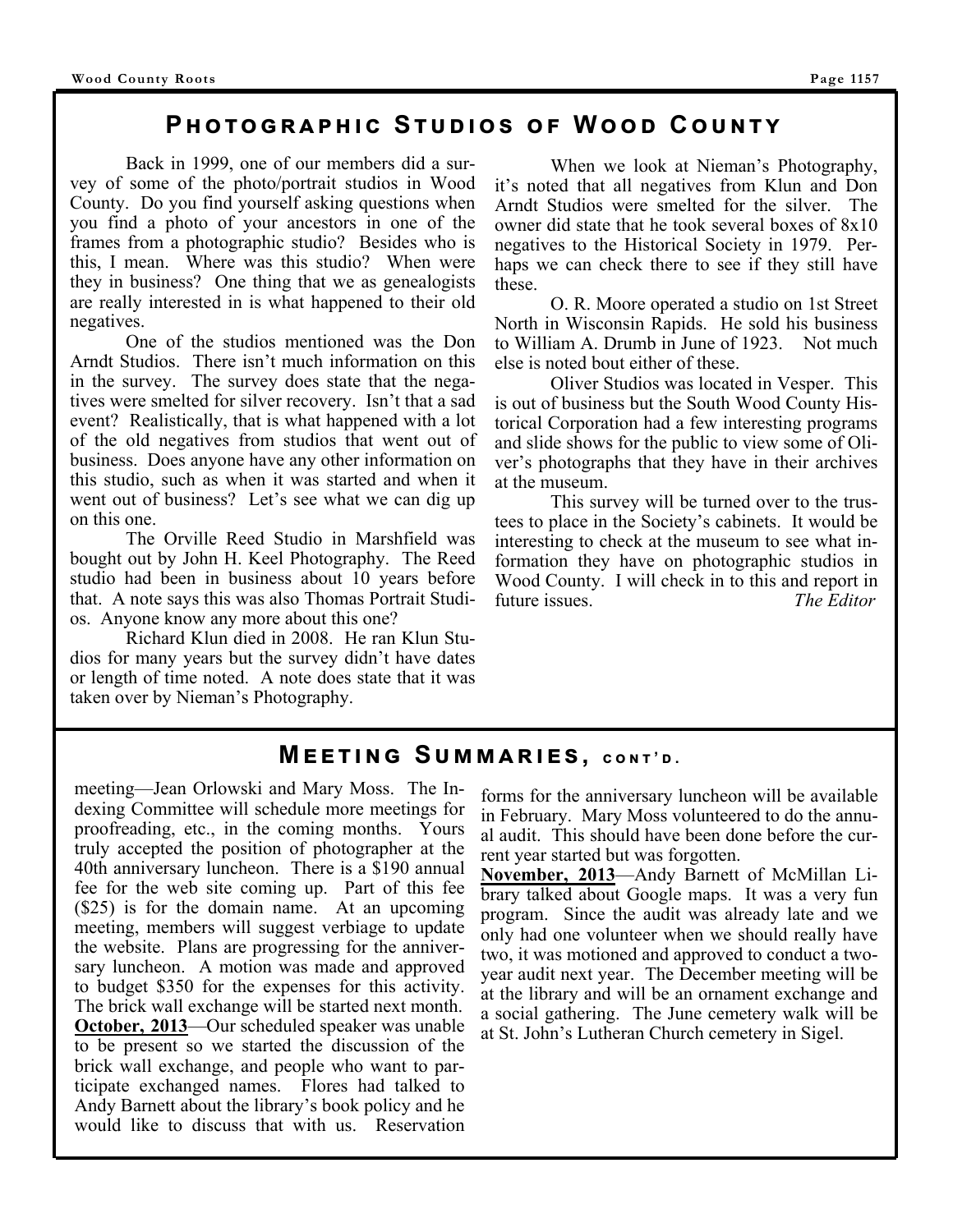## Photographic Studios of Wood County

Back in 1999, one of our members did a survey of some of the photo/portrait studios in Wood County. Do you find yourself asking questions when you find a photo of your ancestors in one of the frames from a photographic studio? Besides who is this, I mean. Where was this studio? When were they in business? One thing that we as genealogists are really interested in is what happened to their old negatives.

One of the studios mentioned was the Don Arndt Studios. There isn't much information on this in the survey. The survey does state that the negatives were smelted for silver recovery. Isn't that a sad event? Realistically, that is what happened with a lot of the old negatives from studios that went out of business. Does anyone have any other information on this studio, such as when it was started and when it went out of business? Let's see what we can dig up on this one.

The Orville Reed Studio in Marshfield was bought out by John H. Keel Photography. The Reed studio had been in business about 10 years before that. A note says this was also Thomas Portrait Studios. Anyone know any more about this one?

Richard Klun died in 2008. He ran Klun Studios for many years but the survey didn't have dates or length of time noted. A note does state that it was taken over by Nieman's Photography.

When we look at Nieman's Photography, it's noted that all negatives from Klun and Don Arndt Studios were smelted for the silver. The owner did state that he took several boxes of 8x10 negatives to the Historical Society in 1979. Perhaps we can check there to see if they still have these.

O. R. Moore operated a studio on 1st Street North in Wisconsin Rapids. He sold his business to William A. Drumb in June of 1923. Not much else is noted bout either of these.

Oliver Studios was located in Vesper. This is out of business but the South Wood County Historical Corporation had a few interesting programs and slide shows for the public to view some of Oliver's photographs that they have in their archives at the museum.

This survey will be turned over to the trustees to place in the Society's cabinets. It would be interesting to check at the museum to see what information they have on photographic studios in Wood County. I will check in to this and report in future issues. *The Editor*

## Meeting Summaries, cont'd.

meeting—Jean Orlowski and Mary Moss. The Indexing Committee will schedule more meetings for proofreading, etc., in the coming months. Yours truly accepted the position of photographer at the 40th anniversary luncheon. There is a $190 annual fee for the web site coming up. Part of this fee ($25) is for the domain name. At an upcoming meeting, members will suggest verbiage to update the website. Plans are progressing for the anniversary luncheon. A motion was made and approved to budget $350 for the expenses for this activity. The brick wall exchange will be started next month.

**October, 2013**—Our scheduled speaker was unable to be present so we started the discussion of the brick wall exchange, and people who want to participate exchanged names. Flores had talked to Andy Barnett about the library's book policy and he would like to discuss that with us. Reservation forms for the anniversary luncheon will be available in February. Mary Moss volunteered to do the annual audit. This should have been done before the current year started but was forgotten.

**November, 2013**—Andy Barnett of McMillan Library talked about Google maps. It was a very fun program. Since the audit was already late and we only had one volunteer when we should really have two, it was motioned and approved to conduct a two-year audit next year. The December meeting will be at the library and will be an ornament exchange and a social gathering. The June cemetery walk will be at St. John's Lutheran Church cemetery in Sigel.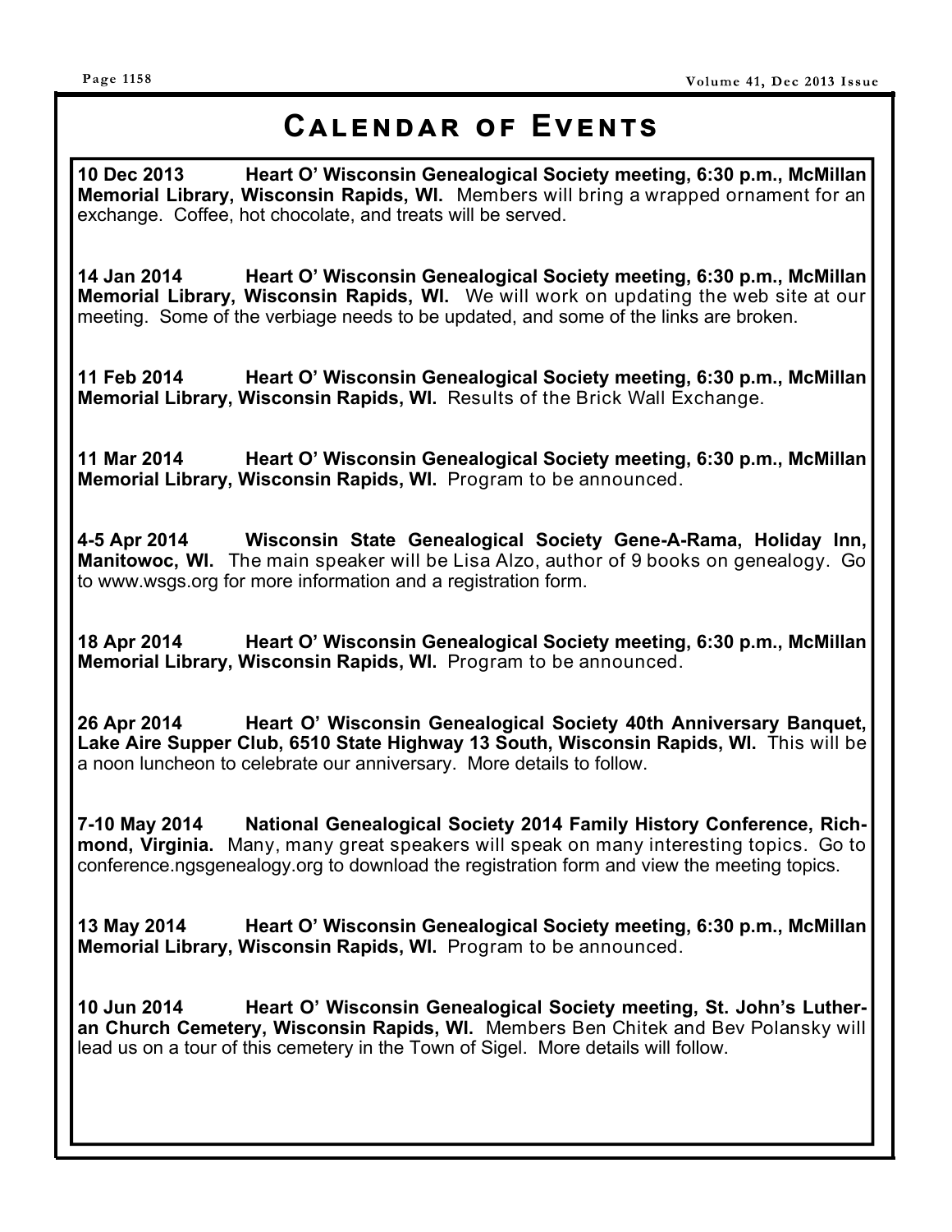# Calendar of Events

**10 Dec 2013 Heart O' Wisconsin Genealogical Society meeting, 6:30 p.m., McMillan Memorial Library, Wisconsin Rapids, WI.** Members will bring a wrapped ornament for an exchange. Coffee, hot chocolate, and treats will be served.

**14 Jan 2014 Heart O' Wisconsin Genealogical Society meeting, 6:30 p.m., McMillan Memorial Library, Wisconsin Rapids, WI.** We will work on updating the web site at our meeting. Some of the verbiage needs to be updated, and some of the links are broken.

**11 Feb 2014 Heart O' Wisconsin Genealogical Society meeting, 6:30 p.m., McMillan Memorial Library, Wisconsin Rapids, WI.** Results of the Brick Wall Exchange.

**11 Mar 2014 Heart O' Wisconsin Genealogical Society meeting, 6:30 p.m., McMillan Memorial Library, Wisconsin Rapids, WI.** Program to be announced.

**4-5 Apr 2014 Wisconsin State Genealogical Society Gene-A-Rama, Holiday Inn, Manitowoc, WI.** The main speaker will be Lisa Alzo, author of 9 books on genealogy. Go to www.wsgs.org for more information and a registration form.

**18 Apr 2014 Heart O' Wisconsin Genealogical Society meeting, 6:30 p.m., McMillan Memorial Library, Wisconsin Rapids, WI.** Program to be announced.

**26 Apr 2014 Heart O' Wisconsin Genealogical Society 40th Anniversary Banquet, Lake Aire Supper Club, 6510 State Highway 13 South, Wisconsin Rapids, WI.** This will be a noon luncheon to celebrate our anniversary. More details to follow.

**7-10 May 2014 National Genealogical Society 2014 Family History Conference, Richmond, Virginia.** Many, many great speakers will speak on many interesting topics. Go to conference.ngsgenealogy.org to download the registration form and view the meeting topics.

**13 May 2014 Heart O' Wisconsin Genealogical Society meeting, 6:30 p.m., McMillan Memorial Library, Wisconsin Rapids, WI.** Program to be announced.

**10 Jun 2014 Heart O' Wisconsin Genealogical Society meeting, St. John's Lutheran Church Cemetery, Wisconsin Rapids, WI.** Members Ben Chitek and Bev Polansky will lead us on a tour of this cemetery in the Town of Sigel. More details will follow.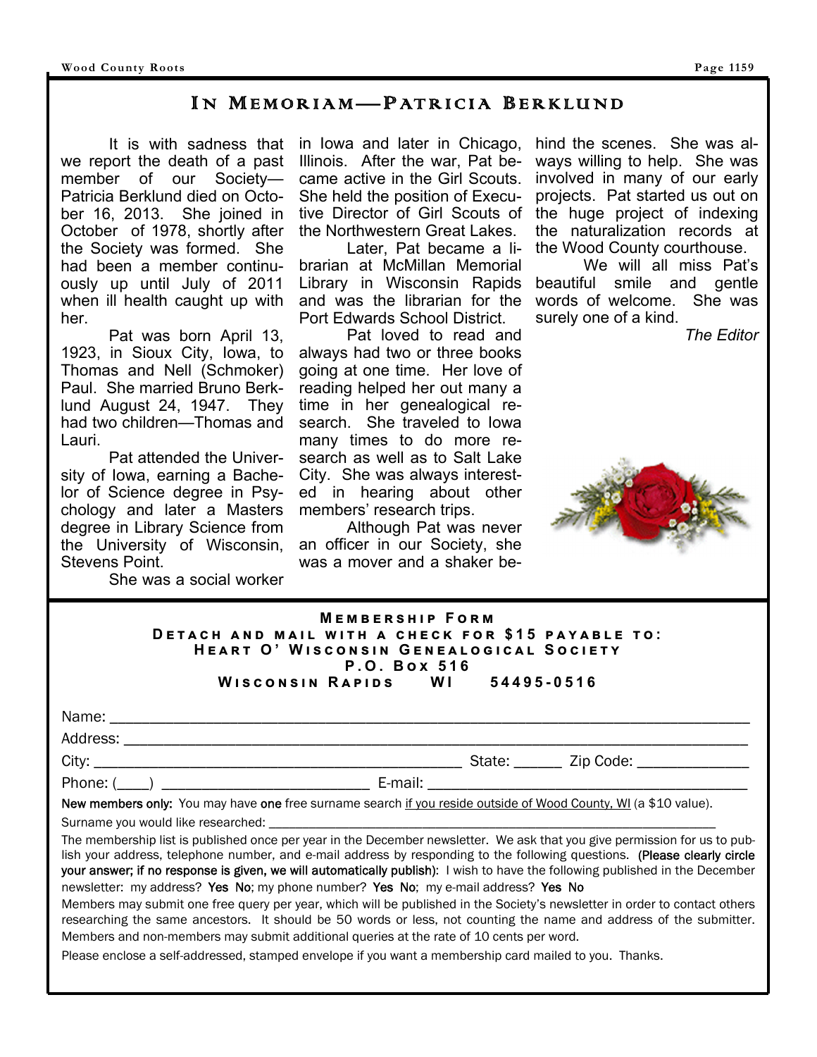# In Memoriam—Patricia Berklund

It is with sadness that we report the death of a past member of our Society—Patricia Berklund died on October 16, 2013. She joined in October of 1978, shortly after the Society was formed. She had been a member continuously up until July of 2011 when ill health caught up with her.

Pat was born April 13, 1923, in Sioux City, Iowa, to Thomas and Nell (Schmoker) Paul. She married Bruno Berklund August 24, 1947. They had two children—Thomas and Lauri.

Pat attended the University of Iowa, earning a Bachelor of Science degree in Psychology and later a Masters degree in Library Science from the University of Wisconsin, Stevens Point.

She was a social worker in Iowa and later in Chicago, Illinois. After the war, Pat became active in the Girl Scouts. She held the position of Executive Director of Girl Scouts of the Northwestern Great Lakes.

Later, Pat became a librarian at McMillan Memorial Library in Wisconsin Rapids and was the librarian for the Port Edwards School District.

Pat loved to read and always had two or three books going at one time. Her love of reading helped her out many a time in her genealogical research. She traveled to Iowa many times to do more research as well as to Salt Lake City. She was always interested in hearing about other members' research trips.

Although Pat was never an officer in our Society, she was a mover and a shaker behind the scenes. She was always willing to help. She was involved in many of our early projects. Pat started us out on the huge project of indexing the naturalization records at the Wood County courthouse.

We will all miss Pat's beautiful smile and gentle words of welcome. She was surely one of a kind.

*The Editor*

---

## Membership Form

**Detach and mail with a check for $15 payable to:**
**Heart O' Wisconsin Genealogical Society**
**P.O. Box 516**
**Wisconsin Rapids WI 54495-0516**

Name: ______________________________________________

Address: ____________________________________________

City: ______________________ State: ______ Zip Code: ____________

Phone: (____) ______________________ E-mail: ______________________

**New members only:** You may have **one** free surname search if you reside outside of Wood County, WI (a $10 value).

Surname you would like researched: ______________________________________

The membership list is published once per year in the December newsletter. We ask that you give permission for us to publish your address, telephone number, and e-mail address by responding to the following questions. **(Please clearly circle your answer; if no response is given, we will automatically publish):** I wish to have the following published in the December newsletter: my address? **Yes No**; my phone number? **Yes No**; my e-mail address? **Yes No**

Members may submit one free query per year, which will be published in the Society's newsletter in order to contact others researching the same ancestors. It should be 50 words or less, not counting the name and address of the submitter. Members and non-members may submit additional queries at the rate of 10 cents per word.

Please enclose a self-addressed, stamped envelope if you want a membership card mailed to you. Thanks.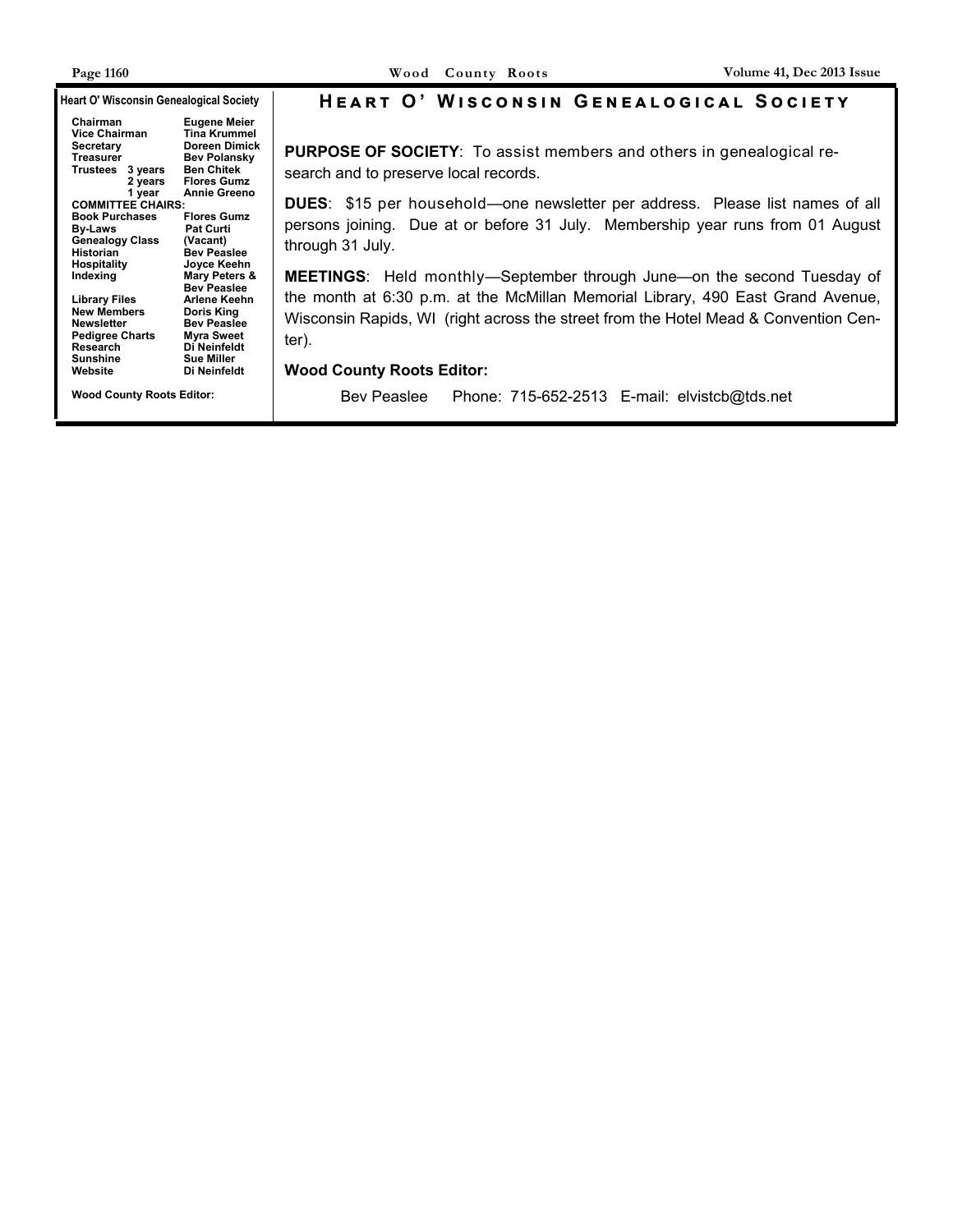**Heart O' Wisconsin Genealogical Society**

| | | |
|---|---|---|
| **Chairman** | | **Eugene Meier** |
| **Vice Chairman** | | **Tina Krummel** |
| **Secretary** | | **Doreen Dimick** |
| **Treasurer** | | **Bev Polansky** |
| **Trustees** | **3 years** | **Ben Chitek** |
| | **2 years** | **Flores Gumz** |
| | **1 year** | **Annie Greeno** |

**COMMITTEE CHAIRS:**

| | |
|---|---|
| **Book Purchases** | **Flores Gumz** |
| **By-Laws** | **Pat Curti** |
| **Genealogy Class** | **(Vacant)** |
| **Historian** | **Bev Peaslee** |
| **Hospitality** | **Joyce Keehn** |
| **Indexing** | **Mary Peters & Bev Peaslee** |
| **Library Files** | **Arlene Keehn** |
| **New Members** | **Doris King** |
| **Newsletter** | **Bev Peaslee** |
| **Pedigree Charts** | **Myra Sweet** |
| **Research** | **Di Neinfeldt** |
| **Sunshine** | **Sue Miller** |
| **Website** | **Di Neinfeldt** |

**Wood County Roots Editor:**

# HEART O' WISCONSIN GENEALOGICAL SOCIETY

**PURPOSE OF SOCIETY**: To assist members and others in genealogical research and to preserve local records.

**DUES**: $15 per household—one newsletter per address. Please list names of all persons joining. Due at or before 31 July. Membership year runs from 01 August through 31 July.

**MEETINGS**: Held monthly—September through June—on the second Tuesday of the month at 6:30 p.m. at the McMillan Memorial Library, 490 East Grand Avenue, Wisconsin Rapids, WI (right across the street from the Hotel Mead & Convention Center).

**Wood County Roots Editor:**

Bev Peaslee Phone: 715-652-2513 E-mail: elvistcb@tds.net